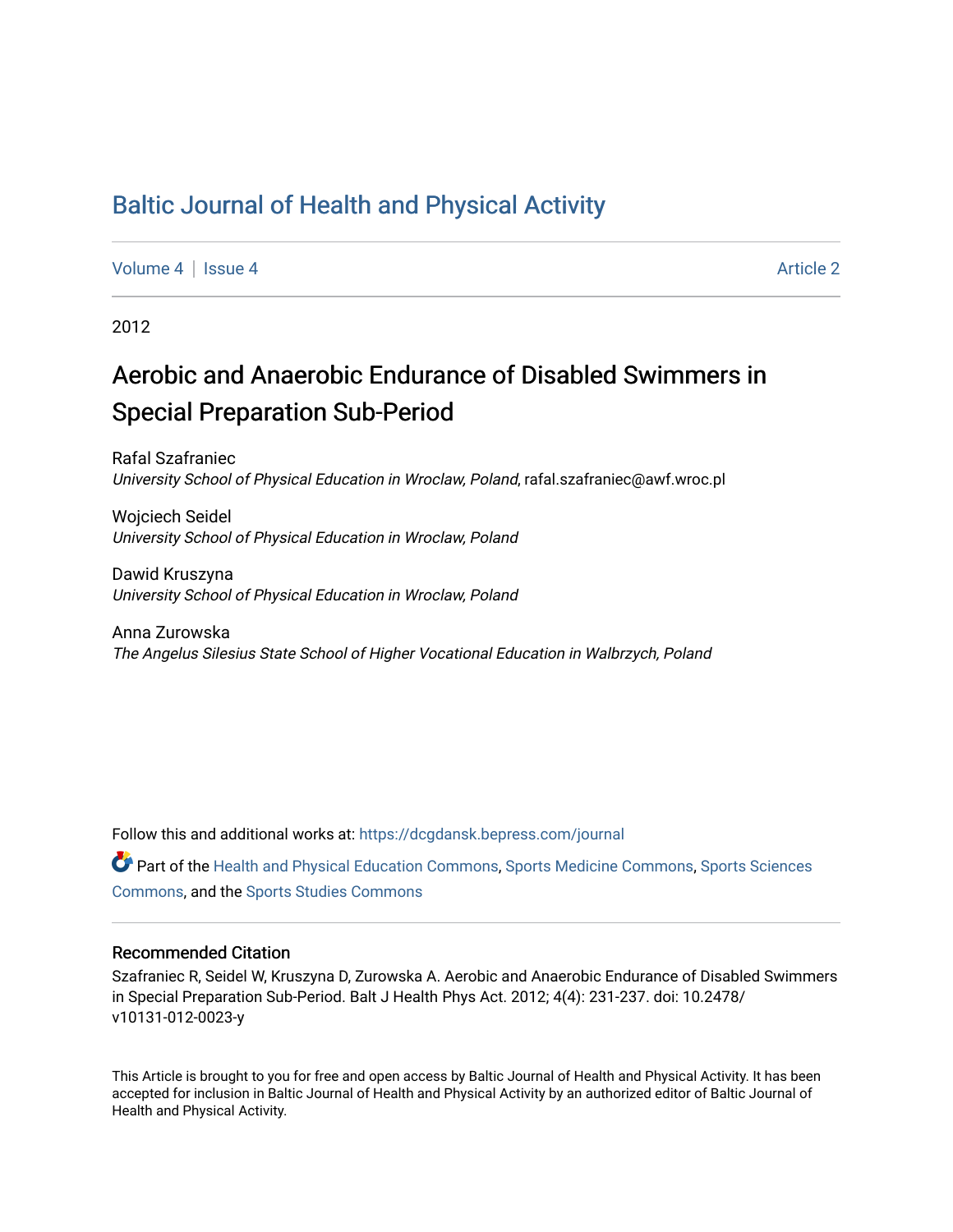# Baltic Journal of Health and Physical Activity

Volume 4 | Issue 4 Article 2

2012

## Aerobic and Anaerobic Endurance of Disabled Swimmers in Special Preparation Sub-Period

Rafal Szafraniec
*University School of Physical Education in Wroclaw, Poland*, rafal.szafraniec@awf.wroc.pl

Wojciech Seidel
*University School of Physical Education in Wroclaw, Poland*

Dawid Kruszyna
*University School of Physical Education in Wroclaw, Poland*

Anna Zurowska
*The Angelus Silesius State School of Higher Vocational Education in Walbrzych, Poland*

Follow this and additional works at: https://dcgdansk.bepress.com/journal

Part of the Health and Physical Education Commons, Sports Medicine Commons, Sports Sciences Commons, and the Sports Studies Commons

### Recommended Citation

Szafraniec R, Seidel W, Kruszyna D, Zurowska A. Aerobic and Anaerobic Endurance of Disabled Swimmers in Special Preparation Sub-Period. Balt J Health Phys Act. 2012; 4(4): 231-237. doi: 10.2478/v10131-012-0023-y

This Article is brought to you for free and open access by Baltic Journal of Health and Physical Activity. It has been accepted for inclusion in Baltic Journal of Health and Physical Activity by an authorized editor of Baltic Journal of Health and Physical Activity.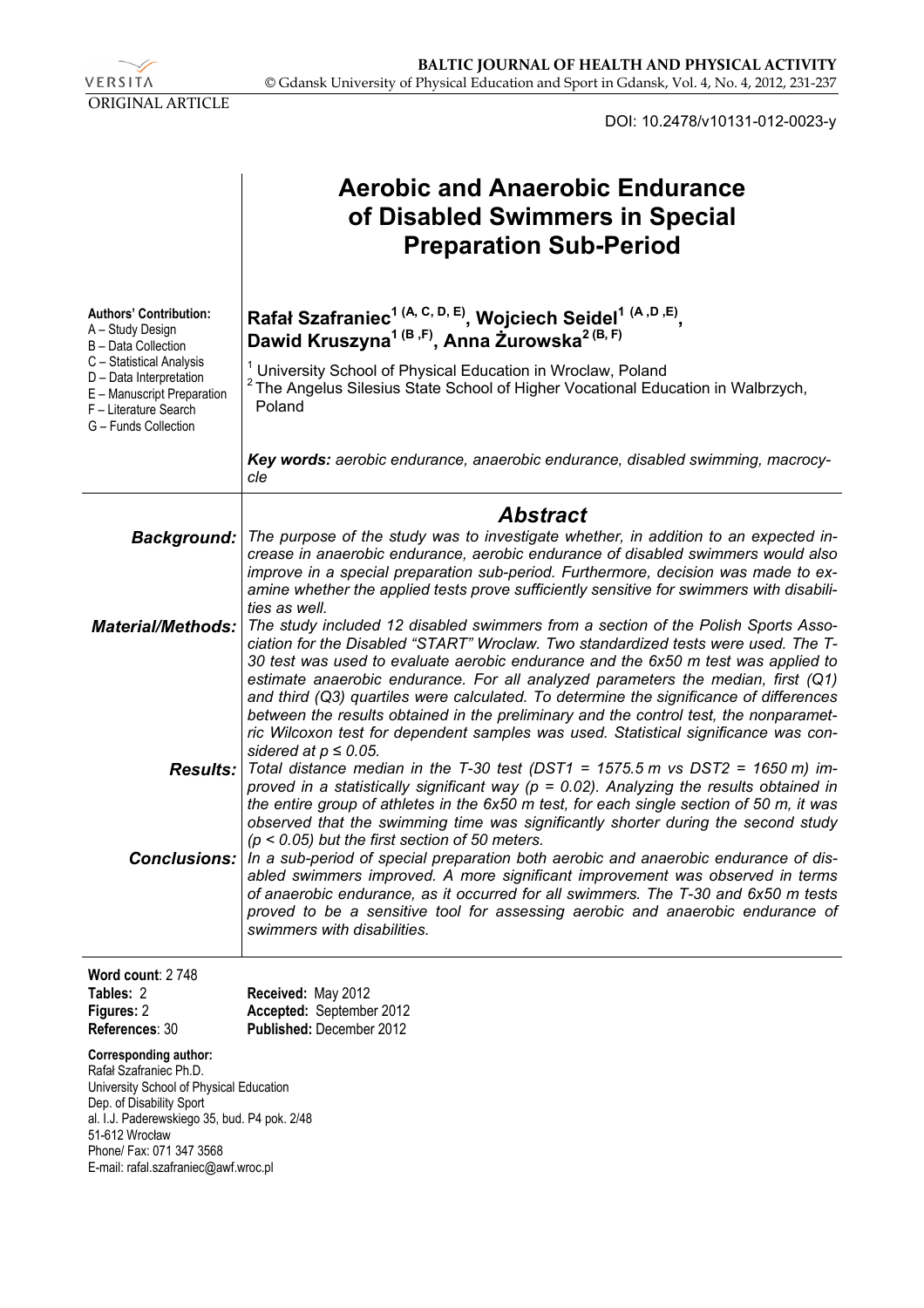VERSITA

ORIGINAL ARTICLE

**BALTIC JOURNAL OF HEALTH AND PHYSICAL ACTIVITY**
© Gdansk University of Physical Education and Sport in Gdansk, Vol. 4, No. 4, 2012, 231-237

DOI: 10.2478/v10131-012-0023-y

# Aerobic and Anaerobic Endurance of Disabled Swimmers in Special Preparation Sub-Period

**Authors' Contribution:**
A – Study Design
B – Data Collection
C – Statistical Analysis
D – Data Interpretation
E – Manuscript Preparation
F – Literature Search
G – Funds Collection

**Rafał Szafraniec[1 (A, C, D, E)], Wojciech Seidel[1 (A, D, E)], Dawid Kruszyna[1 (B, F)], Anna Żurowska[2 (B, F)]**

[1] University School of Physical Education in Wroclaw, Poland
[2] The Angelus Silesius State School of Higher Vocational Education in Walbrzych, Poland

***Key words:*** *aerobic endurance, anaerobic endurance, disabled swimming, macrocycle*

## *Abstract*

***Background:*** *The purpose of the study was to investigate whether, in addition to an expected increase in anaerobic endurance, aerobic endurance of disabled swimmers would also improve in a special preparation sub-period. Furthermore, decision was made to examine whether the applied tests prove sufficiently sensitive for swimmers with disabilities as well.*

***Material/Methods:*** *The study included 12 disabled swimmers from a section of the Polish Sports Association for the Disabled "START" Wroclaw. Two standardized tests were used. The T-30 test was used to evaluate aerobic endurance and the 6x50 m test was applied to estimate anaerobic endurance. For all analyzed parameters the median, first (Q1) and third (Q3) quartiles were calculated. To determine the significance of differences between the results obtained in the preliminary and the control test, the nonparametric Wilcoxon test for dependent samples was used. Statistical significance was considered at $p \leq 0.05$.*

***Results:*** *Total distance median in the T-30 test (DST1 = 1575.5 m vs DST2 = 1650 m) improved in a statistically significant way ($p = 0.02$). Analyzing the results obtained in the entire group of athletes in the 6x50 m test, for each single section of 50 m, it was observed that the swimming time was significantly shorter during the second study ($p < 0.05$) but the first section of 50 meters.*

***Conclusions:*** *In a sub-period of special preparation both aerobic and anaerobic endurance of disabled swimmers improved. A more significant improvement was observed in terms of anaerobic endurance, as it occurred for all swimmers. The T-30 and 6x50 m tests proved to be a sensitive tool for assessing aerobic and anaerobic endurance of swimmers with disabilities.*

**Word count**: 2 748
**Tables:** 2
**Figures:** 2
**References**: 30

**Received:** May 2012
**Accepted:** September 2012
**Published:** December 2012

**Corresponding author:**
Rafał Szafraniec Ph.D.
University School of Physical Education
Dep. of Disability Sport
al. I.J. Paderewskiego 35, bud. P4 pok. 2/48
51-612 Wrocław
Phone/ Fax: 071 347 3568
E-mail: rafal.szafraniec@awf.wroc.pl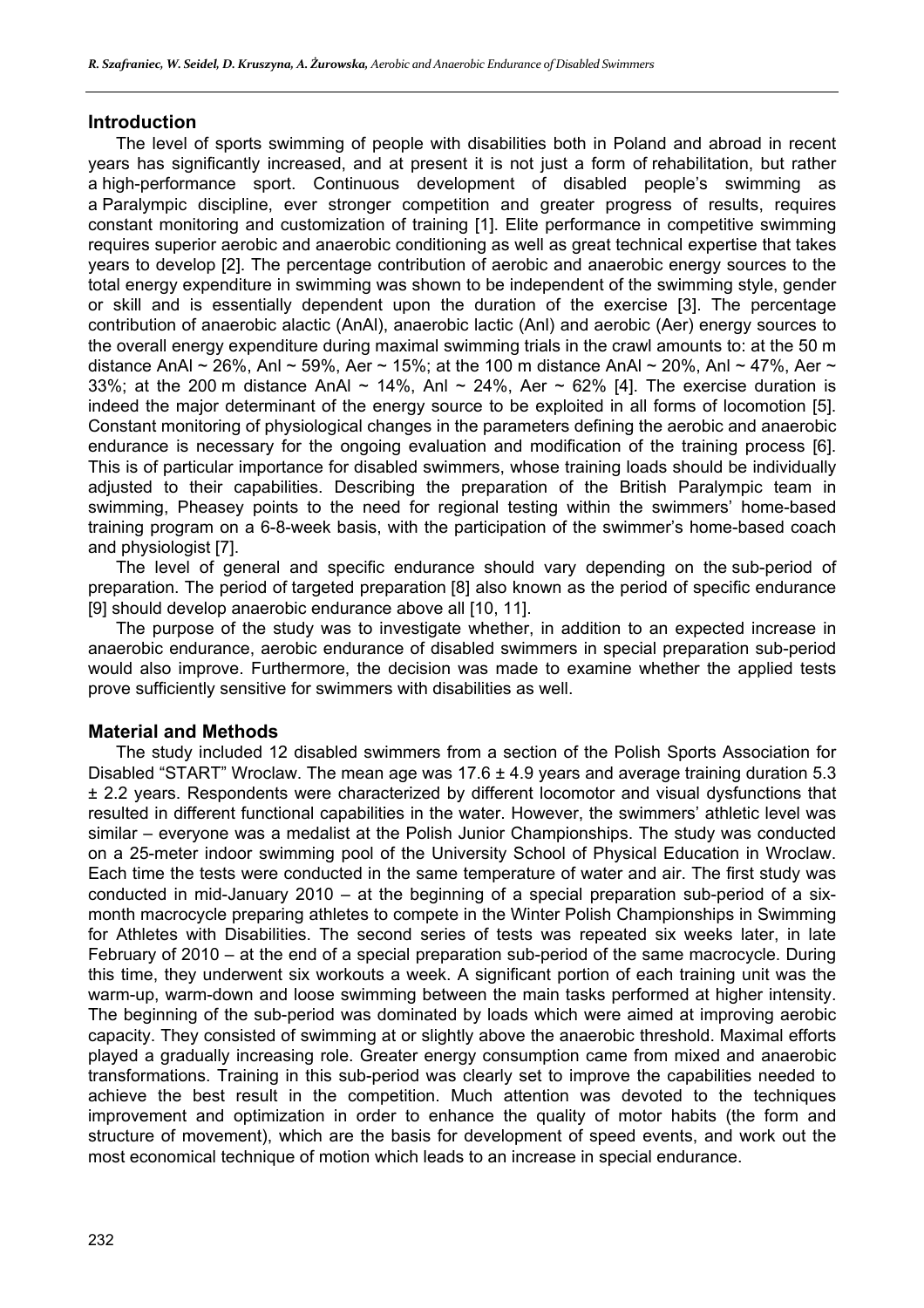## Introduction

The level of sports swimming of people with disabilities both in Poland and abroad in recent years has significantly increased, and at present it is not just a form of rehabilitation, but rather a high-performance sport. Continuous development of disabled people's swimming as a Paralympic discipline, ever stronger competition and greater progress of results, requires constant monitoring and customization of training [1]. Elite performance in competitive swimming requires superior aerobic and anaerobic conditioning as well as great technical expertise that takes years to develop [2]. The percentage contribution of aerobic and anaerobic energy sources to the total energy expenditure in swimming was shown to be independent of the swimming style, gender or skill and is essentially dependent upon the duration of the exercise [3]. The percentage contribution of anaerobic alactic (AnAl), anaerobic lactic (AnI) and aerobic (Aer) energy sources to the overall energy expenditure during maximal swimming trials in the crawl amounts to: at the 50 m distance AnAl ~ 26%, AnI ~ 59%, Aer ~ 15%; at the 100 m distance AnAl ~ 20%, AnI ~ 47%, Aer ~ 33%; at the 200 m distance AnAl ~ 14%, AnI ~ 24%, Aer ~ 62% [4]. The exercise duration is indeed the major determinant of the energy source to be exploited in all forms of locomotion [5]. Constant monitoring of physiological changes in the parameters defining the aerobic and anaerobic endurance is necessary for the ongoing evaluation and modification of the training process [6]. This is of particular importance for disabled swimmers, whose training loads should be individually adjusted to their capabilities. Describing the preparation of the British Paralympic team in swimming, Pheasey points to the need for regional testing within the swimmers' home-based training program on a 6-8-week basis, with the participation of the swimmer's home-based coach and physiologist [7].

The level of general and specific endurance should vary depending on the sub-period of preparation. The period of targeted preparation [8] also known as the period of specific endurance [9] should develop anaerobic endurance above all [10, 11].

The purpose of the study was to investigate whether, in addition to an expected increase in anaerobic endurance, aerobic endurance of disabled swimmers in special preparation sub-period would also improve. Furthermore, the decision was made to examine whether the applied tests prove sufficiently sensitive for swimmers with disabilities as well.

## Material and Methods

The study included 12 disabled swimmers from a section of the Polish Sports Association for Disabled "START" Wroclaw. The mean age was 17.6 ± 4.9 years and average training duration 5.3 ± 2.2 years. Respondents were characterized by different locomotor and visual dysfunctions that resulted in different functional capabilities in the water. However, the swimmers' athletic level was similar – everyone was a medalist at the Polish Junior Championships. The study was conducted on a 25-meter indoor swimming pool of the University School of Physical Education in Wroclaw. Each time the tests were conducted in the same temperature of water and air. The first study was conducted in mid-January 2010 – at the beginning of a special preparation sub-period of a six-month macrocycle preparing athletes to compete in the Winter Polish Championships in Swimming for Athletes with Disabilities. The second series of tests was repeated six weeks later, in late February of 2010 – at the end of a special preparation sub-period of the same macrocycle. During this time, they underwent six workouts a week. A significant portion of each training unit was the warm-up, warm-down and loose swimming between the main tasks performed at higher intensity. The beginning of the sub-period was dominated by loads which were aimed at improving aerobic capacity. They consisted of swimming at or slightly above the anaerobic threshold. Maximal efforts played a gradually increasing role. Greater energy consumption came from mixed and anaerobic transformations. Training in this sub-period was clearly set to improve the capabilities needed to achieve the best result in the competition. Much attention was devoted to the techniques improvement and optimization in order to enhance the quality of motor habits (the form and structure of movement), which are the basis for development of speed events, and work out the most economical technique of motion which leads to an increase in special endurance.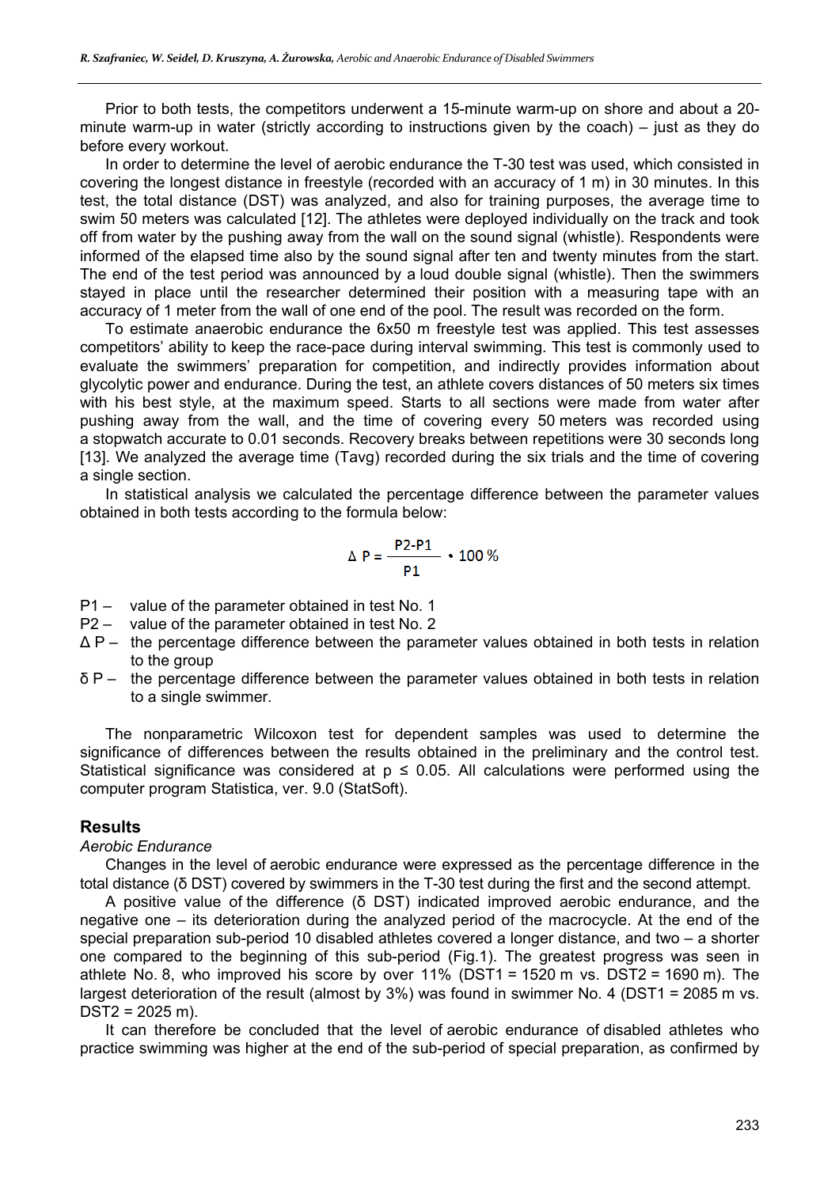Prior to both tests, the competitors underwent a 15-minute warm-up on shore and about a 20-minute warm-up in water (strictly according to instructions given by the coach) – just as they do before every workout.

In order to determine the level of aerobic endurance the T-30 test was used, which consisted in covering the longest distance in freestyle (recorded with an accuracy of 1 m) in 30 minutes. In this test, the total distance (DST) was analyzed, and also for training purposes, the average time to swim 50 meters was calculated [12]. The athletes were deployed individually on the track and took off from water by the pushing away from the wall on the sound signal (whistle). Respondents were informed of the elapsed time also by the sound signal after ten and twenty minutes from the start. The end of the test period was announced by a loud double signal (whistle). Then the swimmers stayed in place until the researcher determined their position with a measuring tape with an accuracy of 1 meter from the wall of one end of the pool. The result was recorded on the form.

To estimate anaerobic endurance the 6x50 m freestyle test was applied. This test assesses competitors' ability to keep the race-pace during interval swimming. This test is commonly used to evaluate the swimmers' preparation for competition, and indirectly provides information about glycolytic power and endurance. During the test, an athlete covers distances of 50 meters six times with his best style, at the maximum speed. Starts to all sections were made from water after pushing away from the wall, and the time of covering every 50 meters was recorded using a stopwatch accurate to 0.01 seconds. Recovery breaks between repetitions were 30 seconds long [13]. We analyzed the average time (Tavg) recorded during the six trials and the time of covering a single section.

In statistical analysis we calculated the percentage difference between the parameter values obtained in both tests according to the formula below:

$$\Delta P = \frac{P2 - P1}{P1} \cdot 100\,\%$$

- P1 – value of the parameter obtained in test No. 1
- P2 – value of the parameter obtained in test No. 2
- Δ P – the percentage difference between the parameter values obtained in both tests in relation to the group
- δ P – the percentage difference between the parameter values obtained in both tests in relation to a single swimmer.

The nonparametric Wilcoxon test for dependent samples was used to determine the significance of differences between the results obtained in the preliminary and the control test. Statistical significance was considered at $p \leq 0.05$. All calculations were performed using the computer program Statistica, ver. 9.0 (StatSoft).

## Results

*Aerobic Endurance*

Changes in the level of aerobic endurance were expressed as the percentage difference in the total distance (δ DST) covered by swimmers in the T-30 test during the first and the second attempt.

A positive value of the difference (δ DST) indicated improved aerobic endurance, and the negative one – its deterioration during the analyzed period of the macrocycle. At the end of the special preparation sub-period 10 disabled athletes covered a longer distance, and two – a shorter one compared to the beginning of this sub-period (Fig.1). The greatest progress was seen in athlete No. 8, who improved his score by over 11% (DST1 = 1520 m vs. DST2 = 1690 m). The largest deterioration of the result (almost by 3%) was found in swimmer No. 4 (DST1 = 2085 m vs. DST2 = 2025 m).

It can therefore be concluded that the level of aerobic endurance of disabled athletes who practice swimming was higher at the end of the sub-period of special preparation, as confirmed by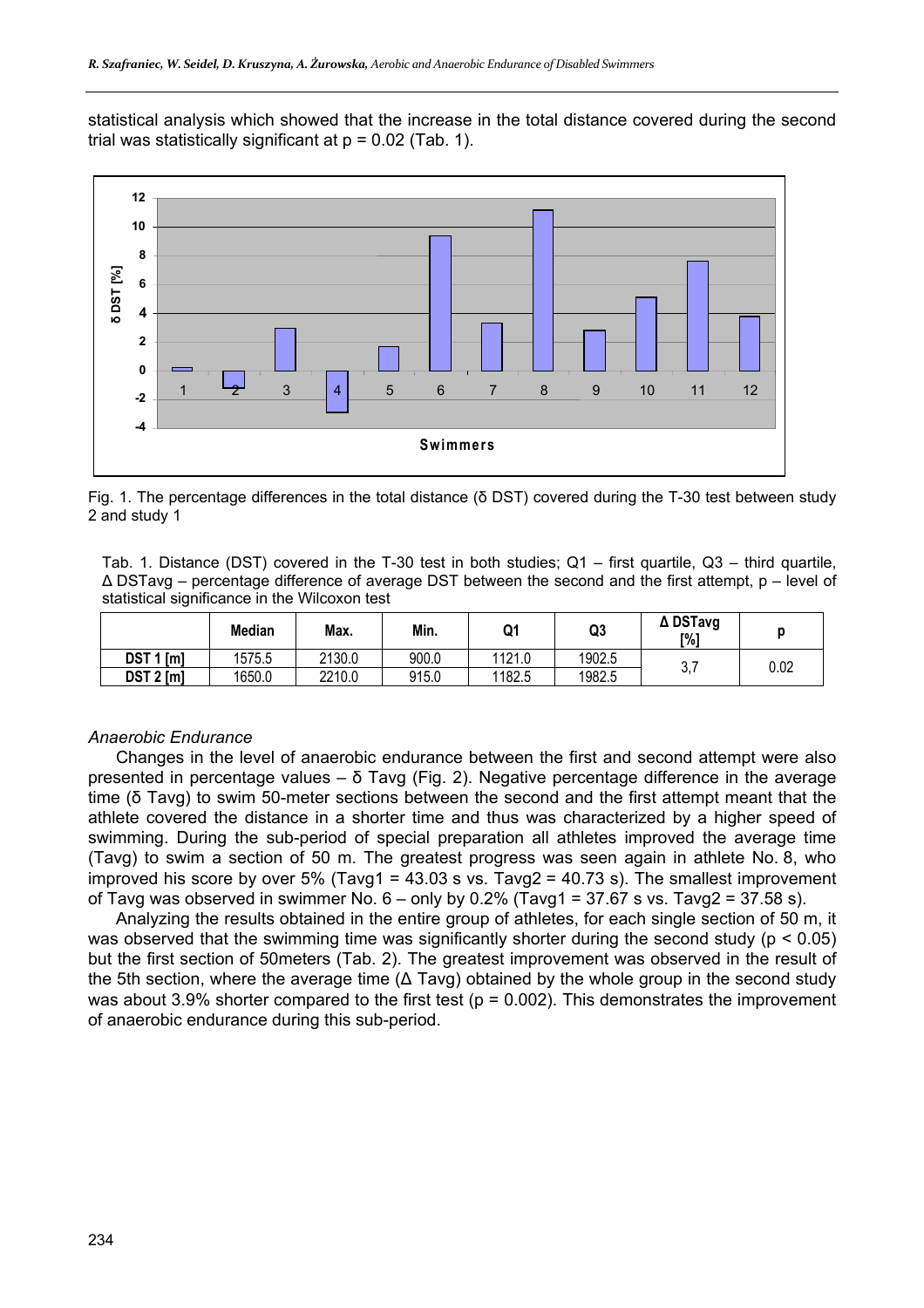statistical analysis which showed that the increase in the total distance covered during the second trial was statistically significant at $p = 0.02$ (Tab. 1).

Fig. 1. The percentage differences in the total distance (δ DST) covered during the T-30 test between study 2 and study 1

Tab. 1. Distance (DST) covered in the T-30 test in both studies; Q1 – first quartile, Q3 – third quartile, Δ DSTavg – percentage difference of average DST between the second and the first attempt, p – level of statistical significance in the Wilcoxon test

| | Median | Max. | Min. | Q1 | Q3 | Δ DSTavg [%] | p |
|---|---|---|---|---|---|---|---|
| DST 1 [m] | 1575.5 | 2130.0 | 900.0 | 1121.0 | 1902.5 | 3,7 | 0.02 |
| DST 2 [m] | 1650.0 | 2210.0 | 915.0 | 1182.5 | 1982.5 | | |

*Anaerobic Endurance*

Changes in the level of anaerobic endurance between the first and second attempt were also presented in percentage values – δ Tavg (Fig. 2). Negative percentage difference in the average time (δ Tavg) to swim 50-meter sections between the second and the first attempt meant that the athlete covered the distance in a shorter time and thus was characterized by a higher speed of swimming. During the sub-period of special preparation all athletes improved the average time (Tavg) to swim a section of 50 m. The greatest progress was seen again in athlete No. 8, who improved his score by over 5% (Tavg1 = 43.03 s vs. Tavg2 = 40.73 s). The smallest improvement of Tavg was observed in swimmer No. 6 – only by 0.2% (Tavg1 = 37.67 s vs. Tavg2 = 37.58 s).

Analyzing the results obtained in the entire group of athletes, for each single section of 50 m, it was observed that the swimming time was significantly shorter during the second study ($p < 0.05$) but the first section of 50meters (Tab. 2). The greatest improvement was observed in the result of the 5th section, where the average time (Δ Tavg) obtained by the whole group in the second study was about 3.9% shorter compared to the first test ($p = 0.002$). This demonstrates the improvement of anaerobic endurance during this sub-period.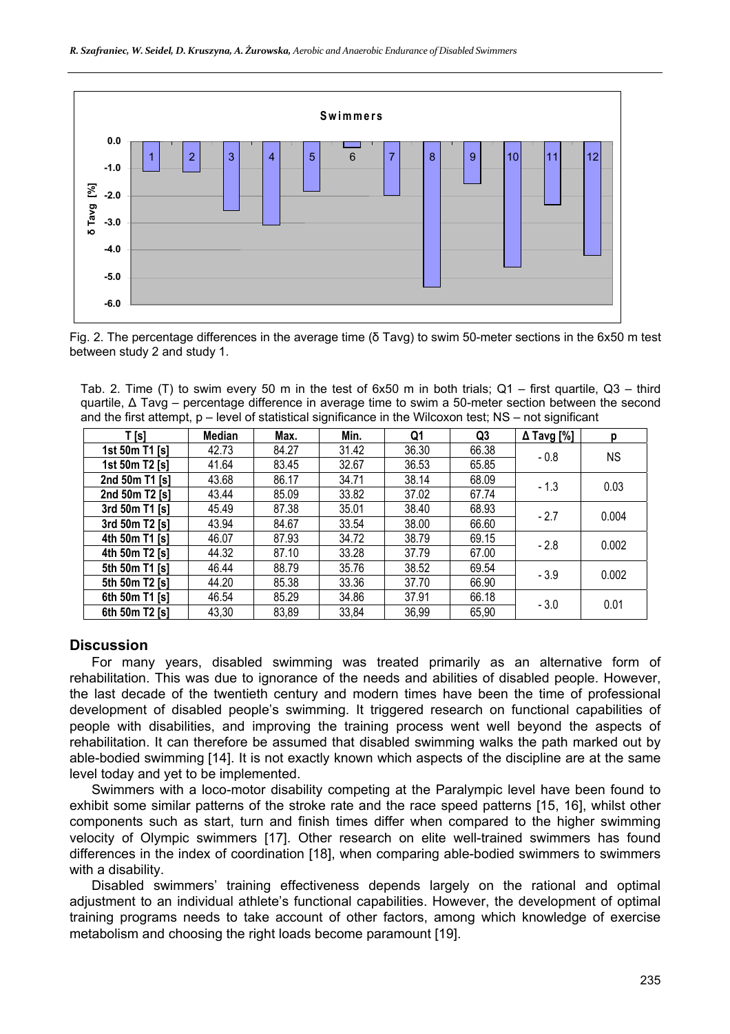Fig. 2. The percentage differences in the average time (δ Tavg) to swim 50-meter sections in the 6x50 m test between study 2 and study 1.

Tab. 2. Time (T) to swim every 50 m in the test of 6x50 m in both trials; Q1 – first quartile, Q3 – third quartile, Δ Tavg – percentage difference in average time to swim a 50-meter section between the second and the first attempt, p – level of statistical significance in the Wilcoxon test; NS – not significant

| T [s] | Median | Max. | Min. | Q1 | Q3 | Δ Tavg [%] | p |
|---|---|---|---|---|---|---|---|
| 1st 50m T1 [s] | 42.73 | 84.27 | 31.42 | 36.30 | 66.38 | - 0.8 | NS |
| 1st 50m T2 [s] | 41.64 | 83.45 | 32.67 | 36.53 | 65.85 | | |
| 2nd 50m T1 [s] | 43.68 | 86.17 | 34.71 | 38.14 | 68.09 | - 1.3 | 0.03 |
| 2nd 50m T2 [s] | 43.44 | 85.09 | 33.82 | 37.02 | 67.74 | | |
| 3rd 50m T1 [s] | 45.49 | 87.38 | 35.01 | 38.40 | 68.93 | - 2.7 | 0.004 |
| 3rd 50m T2 [s] | 43.94 | 84.67 | 33.54 | 38.00 | 66.60 | | |
| 4th 50m T1 [s] | 46.07 | 87.93 | 34.72 | 38.79 | 69.15 | - 2.8 | 0.002 |
| 4th 50m T2 [s] | 44.32 | 87.10 | 33.28 | 37.79 | 67.00 | | |
| 5th 50m T1 [s] | 46.44 | 88.79 | 35.76 | 38.52 | 69.54 | - 3.9 | 0.002 |
| 5th 50m T2 [s] | 44.20 | 85.38 | 33.36 | 37.70 | 66.90 | | |
| 6th 50m T1 [s] | 46.54 | 85.29 | 34.86 | 37.91 | 66.18 | - 3.0 | 0.01 |
| 6th 50m T2 [s] | 43,30 | 83,89 | 33,84 | 36,99 | 65,90 | | |

## Discussion

For many years, disabled swimming was treated primarily as an alternative form of rehabilitation. This was due to ignorance of the needs and abilities of disabled people. However, the last decade of the twentieth century and modern times have been the time of professional development of disabled people's swimming. It triggered research on functional capabilities of people with disabilities, and improving the training process went well beyond the aspects of rehabilitation. It can therefore be assumed that disabled swimming walks the path marked out by able-bodied swimming [14]. It is not exactly known which aspects of the discipline are at the same level today and yet to be implemented.

Swimmers with a loco-motor disability competing at the Paralympic level have been found to exhibit some similar patterns of the stroke rate and the race speed patterns [15, 16], whilst other components such as start, turn and finish times differ when compared to the higher swimming velocity of Olympic swimmers [17]. Other research on elite well-trained swimmers has found differences in the index of coordination [18], when comparing able-bodied swimmers to swimmers with a disability.

Disabled swimmers' training effectiveness depends largely on the rational and optimal adjustment to an individual athlete's functional capabilities. However, the development of optimal training programs needs to take account of other factors, among which knowledge of exercise metabolism and choosing the right loads become paramount [19].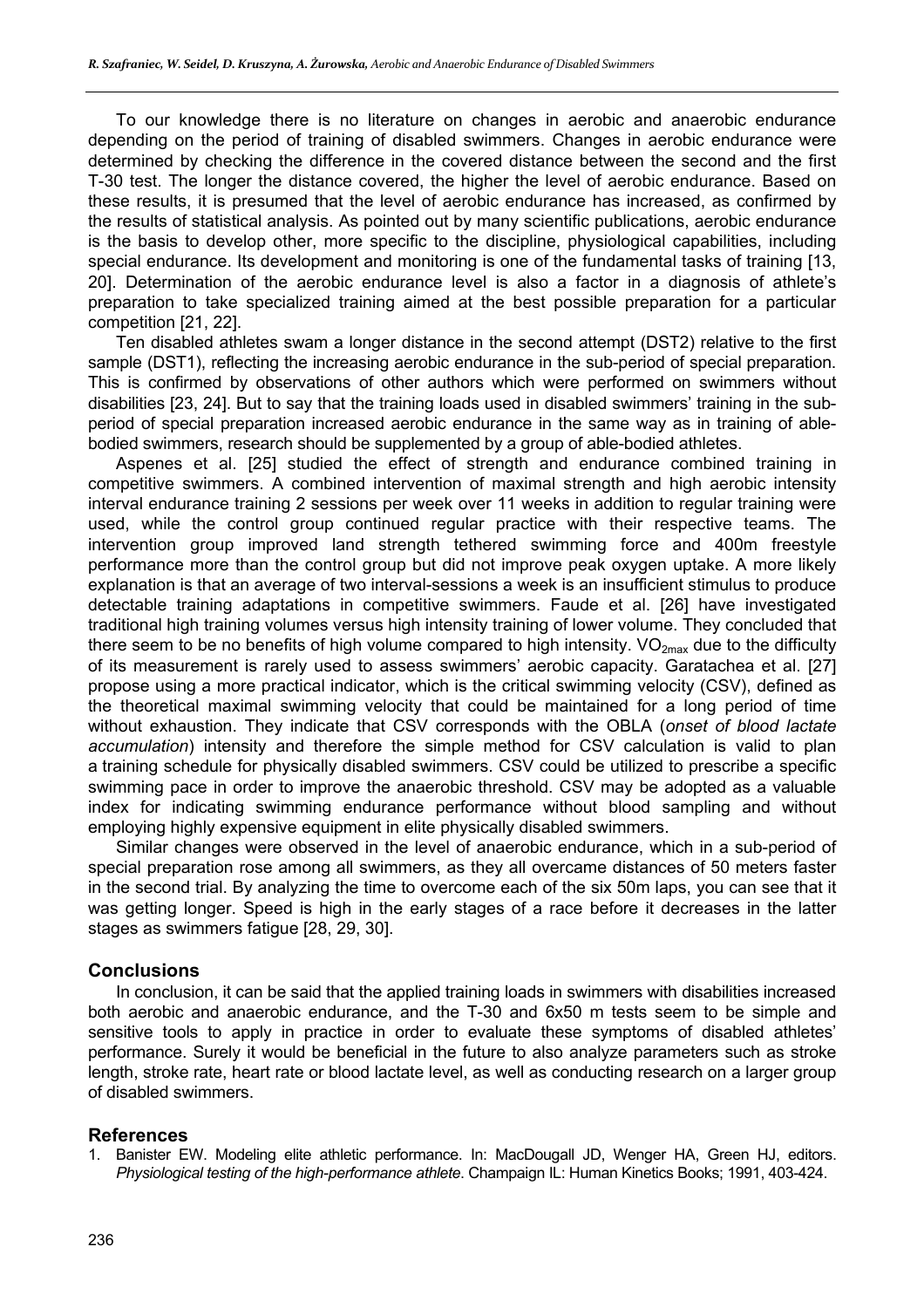To our knowledge there is no literature on changes in aerobic and anaerobic endurance depending on the period of training of disabled swimmers. Changes in aerobic endurance were determined by checking the difference in the covered distance between the second and the first T-30 test. The longer the distance covered, the higher the level of aerobic endurance. Based on these results, it is presumed that the level of aerobic endurance has increased, as confirmed by the results of statistical analysis. As pointed out by many scientific publications, aerobic endurance is the basis to develop other, more specific to the discipline, physiological capabilities, including special endurance. Its development and monitoring is one of the fundamental tasks of training [13, 20]. Determination of the aerobic endurance level is also a factor in a diagnosis of athlete's preparation to take specialized training aimed at the best possible preparation for a particular competition [21, 22].

Ten disabled athletes swam a longer distance in the second attempt (DST2) relative to the first sample (DST1), reflecting the increasing aerobic endurance in the sub-period of special preparation. This is confirmed by observations of other authors which were performed on swimmers without disabilities [23, 24]. But to say that the training loads used in disabled swimmers' training in the sub-period of special preparation increased aerobic endurance in the same way as in training of able-bodied swimmers, research should be supplemented by a group of able-bodied athletes.

Aspenes et al. [25] studied the effect of strength and endurance combined training in competitive swimmers. A combined intervention of maximal strength and high aerobic intensity interval endurance training 2 sessions per week over 11 weeks in addition to regular training were used, while the control group continued regular practice with their respective teams. The intervention group improved land strength tethered swimming force and 400m freestyle performance more than the control group but did not improve peak oxygen uptake. A more likely explanation is that an average of two interval-sessions a week is an insufficient stimulus to produce detectable training adaptations in competitive swimmers. Faude et al. [26] have investigated traditional high training volumes versus high intensity training of lower volume. They concluded that there seem to be no benefits of high volume compared to high intensity. $VO_{2max}$ due to the difficulty of its measurement is rarely used to assess swimmers' aerobic capacity. Garatachea et al. [27] propose using a more practical indicator, which is the critical swimming velocity (CSV), defined as the theoretical maximal swimming velocity that could be maintained for a long period of time without exhaustion. They indicate that CSV corresponds with the OBLA (*onset of blood lactate accumulation*) intensity and therefore the simple method for CSV calculation is valid to plan a training schedule for physically disabled swimmers. CSV could be utilized to prescribe a specific swimming pace in order to improve the anaerobic threshold. CSV may be adopted as a valuable index for indicating swimming endurance performance without blood sampling and without employing highly expensive equipment in elite physically disabled swimmers.

Similar changes were observed in the level of anaerobic endurance, which in a sub-period of special preparation rose among all swimmers, as they all overcame distances of 50 meters faster in the second trial. By analyzing the time to overcome each of the six 50m laps, you can see that it was getting longer. Speed is high in the early stages of a race before it decreases in the latter stages as swimmers fatigue [28, 29, 30].

## Conclusions

In conclusion, it can be said that the applied training loads in swimmers with disabilities increased both aerobic and anaerobic endurance, and the T-30 and 6x50 m tests seem to be simple and sensitive tools to apply in practice in order to evaluate these symptoms of disabled athletes' performance. Surely it would be beneficial in the future to also analyze parameters such as stroke length, stroke rate, heart rate or blood lactate level, as well as conducting research on a larger group of disabled swimmers.

## References

1. Banister EW. Modeling elite athletic performance. In: MacDougall JD, Wenger HA, Green HJ, editors. *Physiological testing of the high-performance athlete.* Champaign IL: Human Kinetics Books; 1991, 403-424.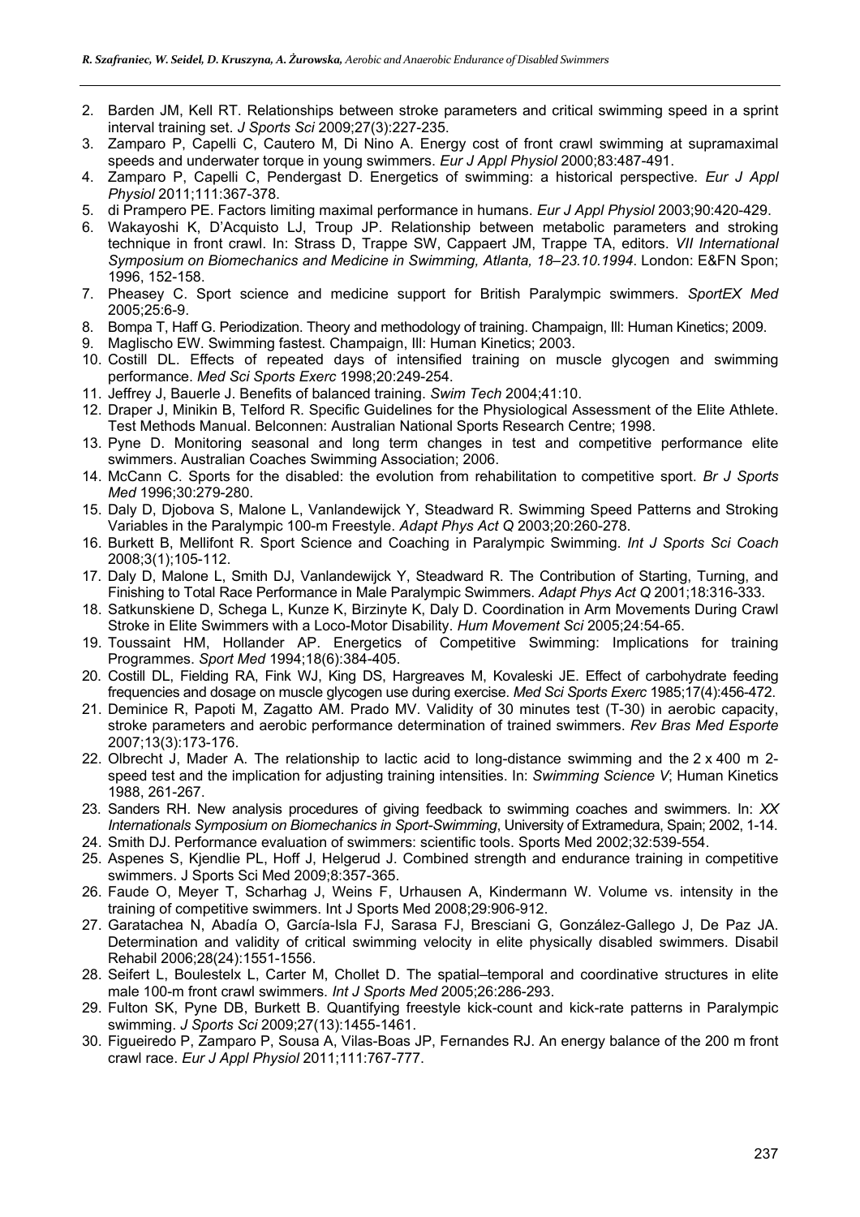2. Barden JM, Kell RT. Relationships between stroke parameters and critical swimming speed in a sprint interval training set. *J Sports Sci* 2009;27(3):227-235.
3. Zamparo P, Capelli C, Cautero M, Di Nino A. Energy cost of front crawl swimming at supramaximal speeds and underwater torque in young swimmers. *Eur J Appl Physiol* 2000;83:487-491.
4. Zamparo P, Capelli C, Pendergast D. Energetics of swimming: a historical perspective. *Eur J Appl Physiol* 2011;111:367-378.
5. di Prampero PE. Factors limiting maximal performance in humans. *Eur J Appl Physiol* 2003;90:420-429.
6. Wakayoshi K, D'Acquisto LJ, Troup JP. Relationship between metabolic parameters and stroking technique in front crawl. In: Strass D, Trappe SW, Cappaert JM, Trappe TA, editors. *VII International Symposium on Biomechanics and Medicine in Swimming, Atlanta, 18–23.10.1994*. London: E&FN Spon; 1996, 152-158.
7. Pheasey C. Sport science and medicine support for British Paralympic swimmers. *SportEX Med* 2005;25:6-9.
8. Bompa T, Haff G. Periodization. Theory and methodology of training. Champaign, Ill: Human Kinetics; 2009.
9. Maglischo EW. Swimming fastest. Champaign, Ill: Human Kinetics; 2003.
10. Costill DL. Effects of repeated days of intensified training on muscle glycogen and swimming performance. *Med Sci Sports Exerc* 1998;20:249-254.
11. Jeffrey J, Bauerle J. Benefits of balanced training. *Swim Tech* 2004;41:10.
12. Draper J, Minikin B, Telford R. Specific Guidelines for the Physiological Assessment of the Elite Athlete. Test Methods Manual. Belconnen: Australian National Sports Research Centre; 1998.
13. Pyne D. Monitoring seasonal and long term changes in test and competitive performance elite swimmers. Australian Coaches Swimming Association; 2006.
14. McCann C. Sports for the disabled: the evolution from rehabilitation to competitive sport. *Br J Sports Med* 1996;30:279-280.
15. Daly D, Djobova S, Malone L, Vanlandewijck Y, Steadward R. Swimming Speed Patterns and Stroking Variables in the Paralympic 100-m Freestyle. *Adapt Phys Act Q* 2003;20:260-278.
16. Burkett B, Mellifont R. Sport Science and Coaching in Paralympic Swimming. *Int J Sports Sci Coach* 2008;3(1);105-112.
17. Daly D, Malone L, Smith DJ, Vanlandewijck Y, Steadward R. The Contribution of Starting, Turning, and Finishing to Total Race Performance in Male Paralympic Swimmers. *Adapt Phys Act Q* 2001;18:316-333.
18. Satkunskiene D, Schega L, Kunze K, Birzinyte K, Daly D. Coordination in Arm Movements During Crawl Stroke in Elite Swimmers with a Loco-Motor Disability. *Hum Movement Sci* 2005;24:54-65.
19. Toussaint HM, Hollander AP. Energetics of Competitive Swimming: Implications for training Programmes. *Sport Med* 1994;18(6):384-405.
20. Costill DL, Fielding RA, Fink WJ, King DS, Hargreaves M, Kovaleski JE. Effect of carbohydrate feeding frequencies and dosage on muscle glycogen use during exercise. *Med Sci Sports Exerc* 1985;17(4):456-472.
21. Deminice R, Papoti M, Zagatto AM. Prado MV. Validity of 30 minutes test (T-30) in aerobic capacity, stroke parameters and aerobic performance determination of trained swimmers. *Rev Bras Med Esporte* 2007;13(3):173-176.
22. Olbrecht J, Mader A. The relationship to lactic acid to long-distance swimming and the 2 x 400 m 2-speed test and the implication for adjusting training intensities. In: *Swimming Science V*; Human Kinetics 1988, 261-267.
23. Sanders RH. New analysis procedures of giving feedback to swimming coaches and swimmers. In: *XX Internationals Symposium on Biomechanics in Sport-Swimming*, University of Extramedura, Spain; 2002, 1-14.
24. Smith DJ. Performance evaluation of swimmers: scientific tools. Sports Med 2002;32:539-554.
25. Aspenes S, Kjendlie PL, Hoff J, Helgerud J. Combined strength and endurance training in competitive swimmers. J Sports Sci Med 2009;8:357-365.
26. Faude O, Meyer T, Scharhag J, Weins F, Urhausen A, Kindermann W. Volume vs. intensity in the training of competitive swimmers. Int J Sports Med 2008;29:906-912.
27. Garatachea N, Abadía O, García-Isla FJ, Sarasa FJ, Bresciani G, González-Gallego J, De Paz JA. Determination and validity of critical swimming velocity in elite physically disabled swimmers. Disabil Rehabil 2006;28(24):1551-1556.
28. Seifert L, Boulestelx L, Carter M, Chollet D. The spatial–temporal and coordinative structures in elite male 100-m front crawl swimmers. *Int J Sports Med* 2005;26:286-293.
29. Fulton SK, Pyne DB, Burkett B. Quantifying freestyle kick-count and kick-rate patterns in Paralympic swimming. *J Sports Sci* 2009;27(13):1455-1461.
30. Figueiredo P, Zamparo P, Sousa A, Vilas-Boas JP, Fernandes RJ. An energy balance of the 200 m front crawl race. *Eur J Appl Physiol* 2011;111:767-777.